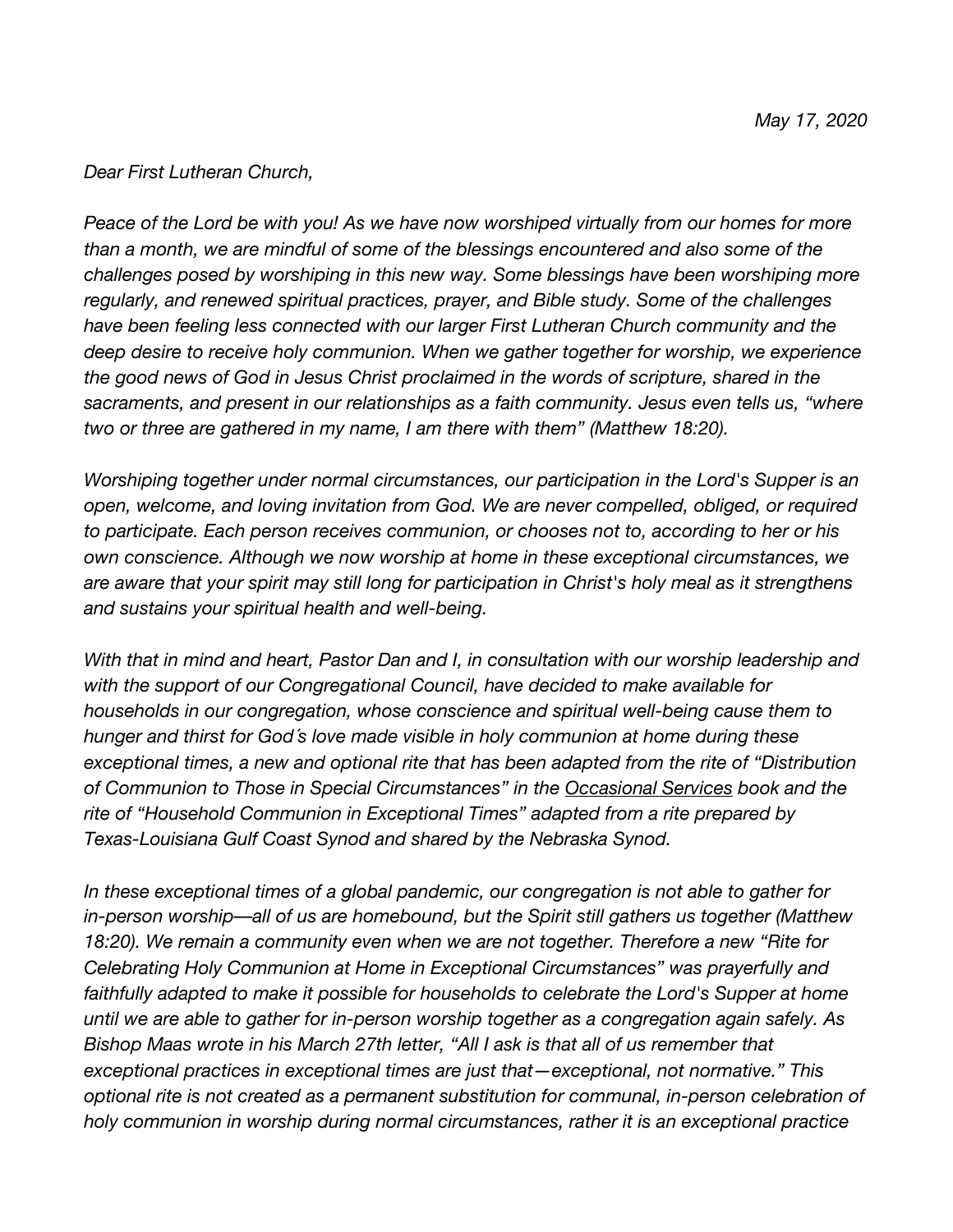*May 17, 2020*

*Dear First Lutheran Church,*

*Peace of the Lord be with you! As we have now worshiped virtually from our homes for more than a month, we are mindful of some of the blessings encountered and also some of the challenges posed by worshiping in this new way. Some blessings have been worshiping more regularly, and renewed spiritual practices, prayer, and Bible study. Some of the challenges have been feeling less connected with our larger First Lutheran Church community and the deep desire to receive holy communion. When we gather together for worship, we experience the good news of God in Jesus Christ proclaimed in the words of scripture, shared in the sacraments, and present in our relationships as a faith community. Jesus even tells us, "where two or three are gathered in my name, I am there with them" (Matthew 18:20).*

*Worshiping together under normal circumstances, our participation in the Lord's Supper is an open, welcome, and loving invitation from God. We are never compelled, obliged, or required to participate. Each person receives communion, or chooses not to, according to her or his own conscience. Although we now worship at home in these exceptional circumstances, we are aware that your spirit may still long for participation in Christ's holy meal as it strengthens and sustains your spiritual health and well-being.*

*With that in mind and heart, Pastor Dan and I, in consultation with our worship leadership and with the support of our Congregational Council, have decided to make available for households in our congregation, whose conscience and spiritual well-being cause them to hunger and thirst for God´s love made visible in holy communion at home during these exceptional times, a new and optional rite that has been adapted from the rite of "Distribution of Communion to Those in Special Circumstances" in the Occasional Services book and the rite of "Household Communion in Exceptional Times" adapted from a rite prepared by Texas-Louisiana Gulf Coast Synod and shared by the Nebraska Synod.*

*In these exceptional times of a global pandemic, our congregation is not able to gather for in-person worship—all of us are homebound, but the Spirit still gathers us together (Matthew 18:20). We remain a community even when we are not together. Therefore a new "Rite for Celebrating Holy Communion at Home in Exceptional Circumstances" was prayerfully and faithfully adapted to make it possible for households to celebrate the Lord's Supper at home until we are able to gather for in-person worship together as a congregation again safely. As Bishop Maas wrote in his March 27th letter, "All I ask is that all of us remember that exceptional practices in exceptional times are just that—exceptional, not normative." This optional rite is not created as a permanent substitution for communal, in-person celebration of holy communion in worship during normal circumstances, rather it is an exceptional practice*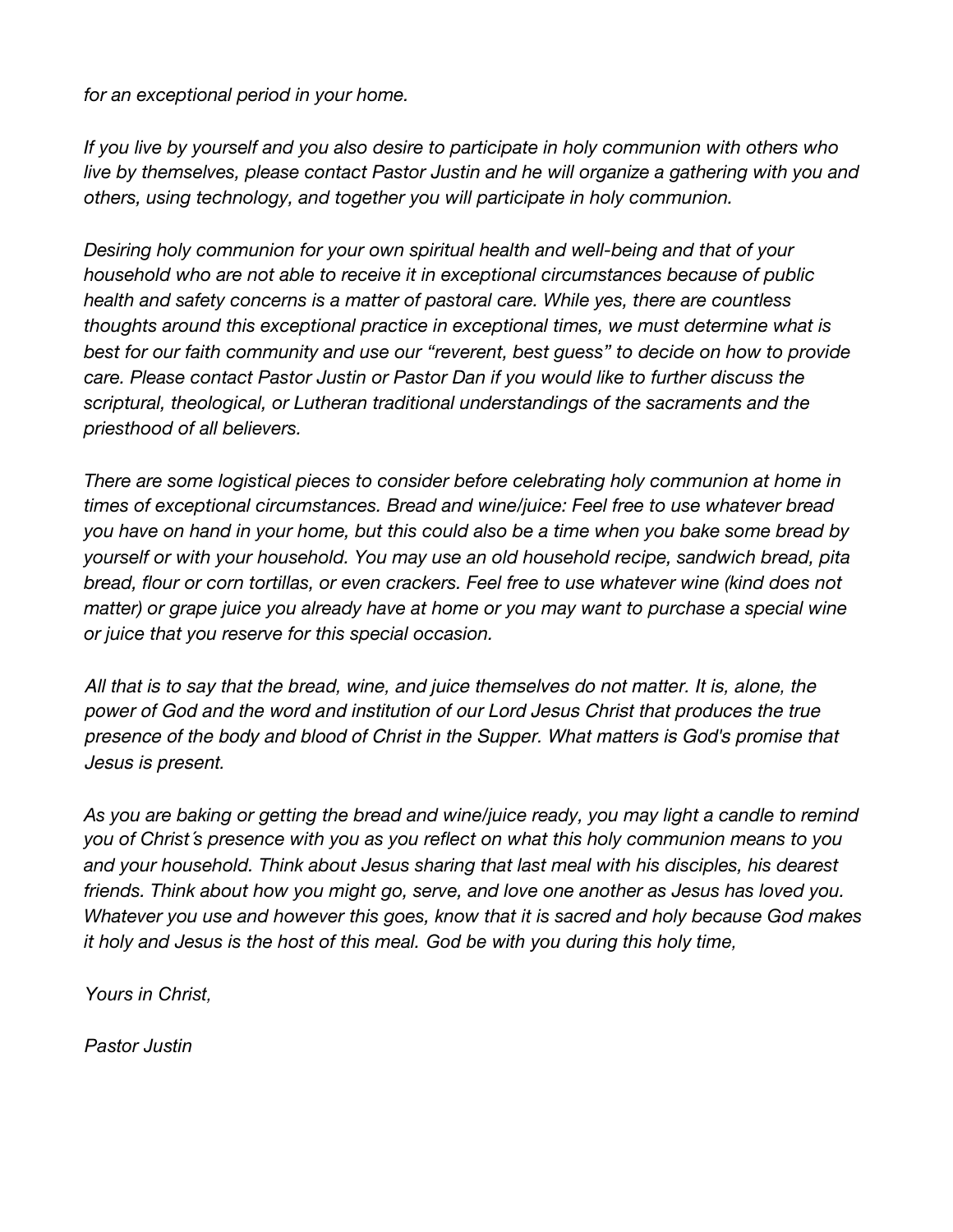*for an exceptional period in your home.*

*If you live by yourself and you also desire to participate in holy communion with others who live by themselves, please contact Pastor Justin and he will organize a gathering with you and others, using technology, and together you will participate in holy communion.*

*Desiring holy communion for your own spiritual health and well-being and that of your household who are not able to receive it in exceptional circumstances because of public health and safety concerns is a matter of pastoral care. While yes, there are countless thoughts around this exceptional practice in exceptional times, we must determine what is best for our faith community and use our "reverent, best guess" to decide on how to provide care. Please contact Pastor Justin or Pastor Dan if you would like to further discuss the scriptural, theological, or Lutheran traditional understandings of the sacraments and the priesthood of all believers.*

*There are some logistical pieces to consider before celebrating holy communion at home in times of exceptional circumstances. Bread and wine/juice: Feel free to use whatever bread you have on hand in your home, but this could also be a time when you bake some bread by yourself or with your household. You may use an old household recipe, sandwich bread, pita bread, flour or corn tortillas, or even crackers. Feel free to use whatever wine (kind does not matter) or grape juice you already have at home or you may want to purchase a special wine or juice that you reserve for this special occasion.*

*All that is to say that the bread, wine, and juice themselves do not matter. It is, alone, the power of God and the word and institution of our Lord Jesus Christ that produces the true presence of the body and blood of Christ in the Supper. What matters is God's promise that Jesus is present.*

*As you are baking or getting the bread and wine/juice ready, you may light a candle to remind you of Christ´s presence with you as you reflect on what this holy communion means to you and your household. Think about Jesus sharing that last meal with his disciples, his dearest friends. Think about how you might go, serve, and love one another as Jesus has loved you. Whatever you use and however this goes, know that it is sacred and holy because God makes it holy and Jesus is the host of this meal. God be with you during this holy time,*

*Yours in Christ,*

*Pastor Justin*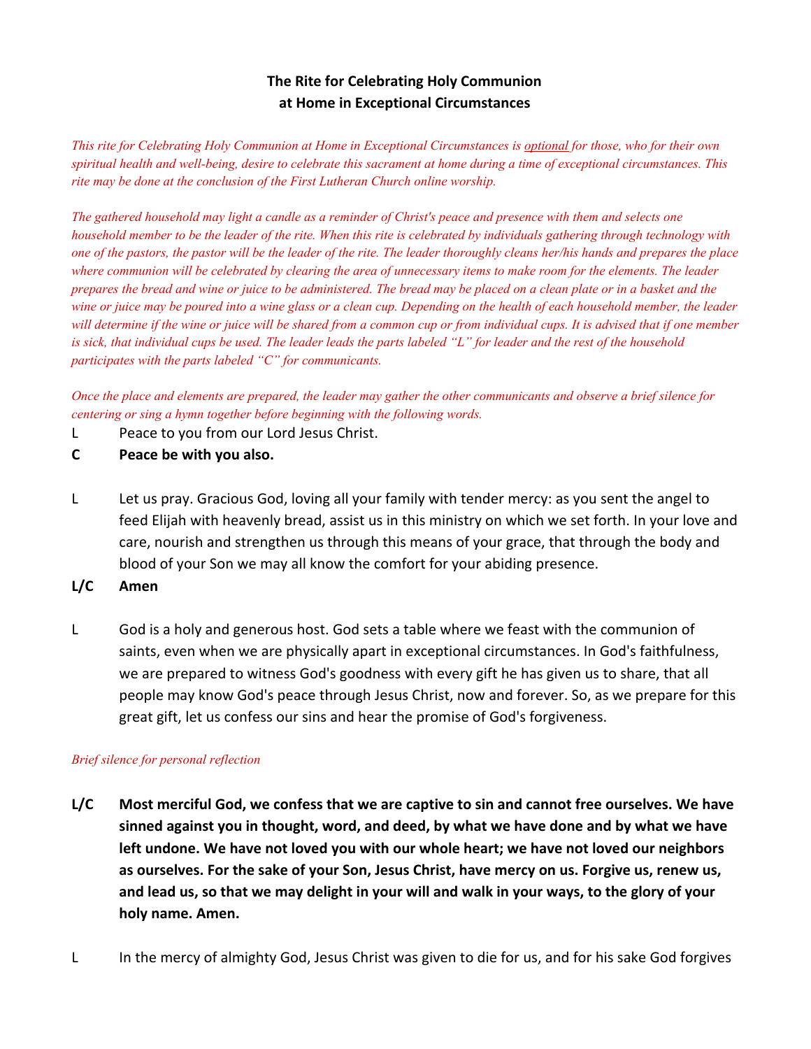**The Rite for Celebrating Holy Communion at Home in Exceptional Circumstances**

*This rite for Celebrating Holy Communion at Home in Exceptional Circumstances is optional for those, who for their own spiritual health and well-being, desire to celebrate this sacrament at home during a time of exceptional circumstances. This rite may be done at the conclusion of the First Lutheran Church online worship.*

*The gathered household may light a candle as a reminder of Christ's peace and presence with them and selects one household member to be the leader of the rite. When this rite is celebrated by individuals gathering through technology with one of the pastors, the pastor will be the leader of the rite. The leader thoroughly cleans her/his hands and prepares the place where communion will be celebrated by clearing the area of unnecessary items to make room for the elements. The leader prepares the bread and wine or juice to be administered. The bread may be placed on a clean plate or in a basket and the wine or juice may be poured into a wine glass or a clean cup. Depending on the health of each household member, the leader will determine if the wine or juice will be shared from a common cup or from individual cups. It is advised that if one member is sick, that individual cups be used. The leader leads the parts labeled "L" for leader and the rest of the household participates with the parts labeled "C" for communicants.*

*Once the place and elements are prepared, the leader may gather the other communicants and observe a brief silence for centering or sing a hymn together before beginning with the following words.*

L Peace to you from our Lord Jesus Christ.

**C Peace be with you also.**

L Let us pray. Gracious God, loving all your family with tender mercy: as you sent the angel to feed Elijah with heavenly bread, assist us in this ministry on which we set forth. In your love and care, nourish and strengthen us through this means of your grace, that through the body and blood of your Son we may all know the comfort for your abiding presence.

**L/C Amen**

L God is a holy and generous host. God sets a table where we feast with the communion of saints, even when we are physically apart in exceptional circumstances. In God's faithfulness, we are prepared to witness God's goodness with every gift he has given us to share, that all people may know God's peace through Jesus Christ, now and forever. So, as we prepare for this great gift, let us confess our sins and hear the promise of God's forgiveness.

*Brief silence for personal reflection*

**L/C Most merciful God, we confess that we are captive to sin and cannot free ourselves. We have sinned against you in thought, word, and deed, by what we have done and by what we have left undone. We have not loved you with our whole heart; we have not loved our neighbors as ourselves. For the sake of your Son, Jesus Christ, have mercy on us. Forgive us, renew us, and lead us, so that we may delight in your will and walk in your ways, to the glory of your holy name. Amen.**

L In the mercy of almighty God, Jesus Christ was given to die for us, and for his sake God forgives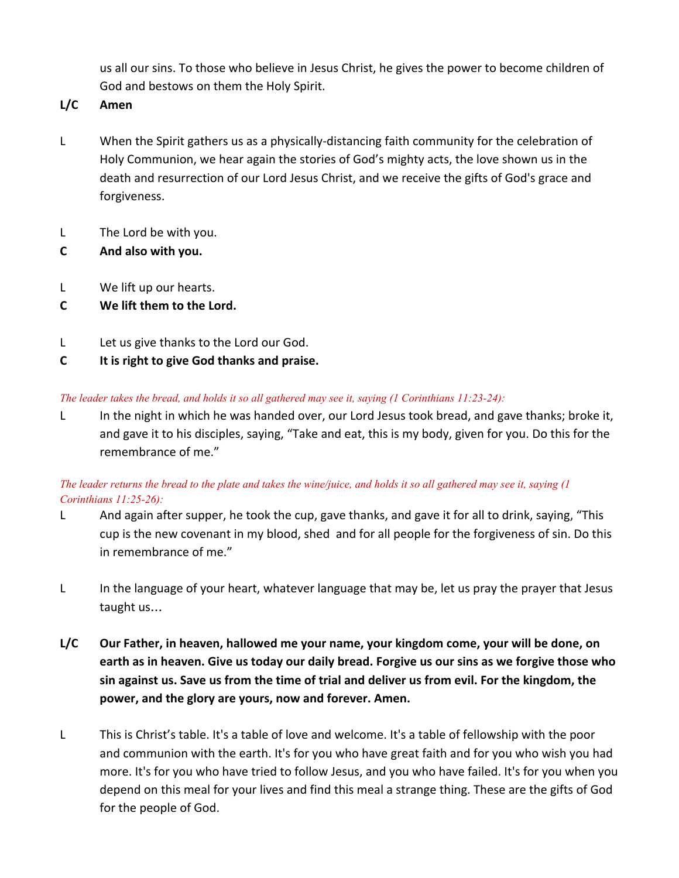us all our sins. To those who believe in Jesus Christ, he gives the power to become children of God and bestows on them the Holy Spirit.

**L/C** **Amen**

L When the Spirit gathers us as a physically-distancing faith community for the celebration of Holy Communion, we hear again the stories of God's mighty acts, the love shown us in the death and resurrection of our Lord Jesus Christ, and we receive the gifts of God's grace and forgiveness.

L The Lord be with you.

**C** **And also with you.**

L We lift up our hearts.

**C** **We lift them to the Lord.**

L Let us give thanks to the Lord our God.

**C** **It is right to give God thanks and praise.**

*The leader takes the bread, and holds it so all gathered may see it, saying (1 Corinthians 11:23-24):*

L In the night in which he was handed over, our Lord Jesus took bread, and gave thanks; broke it, and gave it to his disciples, saying, "Take and eat, this is my body, given for you. Do this for the remembrance of me."

*The leader returns the bread to the plate and takes the wine/juice, and holds it so all gathered may see it, saying (1 Corinthians 11:25-26):*

L And again after supper, he took the cup, gave thanks, and gave it for all to drink, saying, "This cup is the new covenant in my blood, shed and for all people for the forgiveness of sin. Do this in remembrance of me."

L In the language of your heart, whatever language that may be, let us pray the prayer that Jesus taught us…

**L/C** **Our Father, in heaven, hallowed me your name, your kingdom come, your will be done, on earth as in heaven. Give us today our daily bread. Forgive us our sins as we forgive those who sin against us. Save us from the time of trial and deliver us from evil. For the kingdom, the power, and the glory are yours, now and forever. Amen.**

L This is Christ's table. It's a table of love and welcome. It's a table of fellowship with the poor and communion with the earth. It's for you who have great faith and for you who wish you had more. It's for you who have tried to follow Jesus, and you who have failed. It's for you when you depend on this meal for your lives and find this meal a strange thing. These are the gifts of God for the people of God.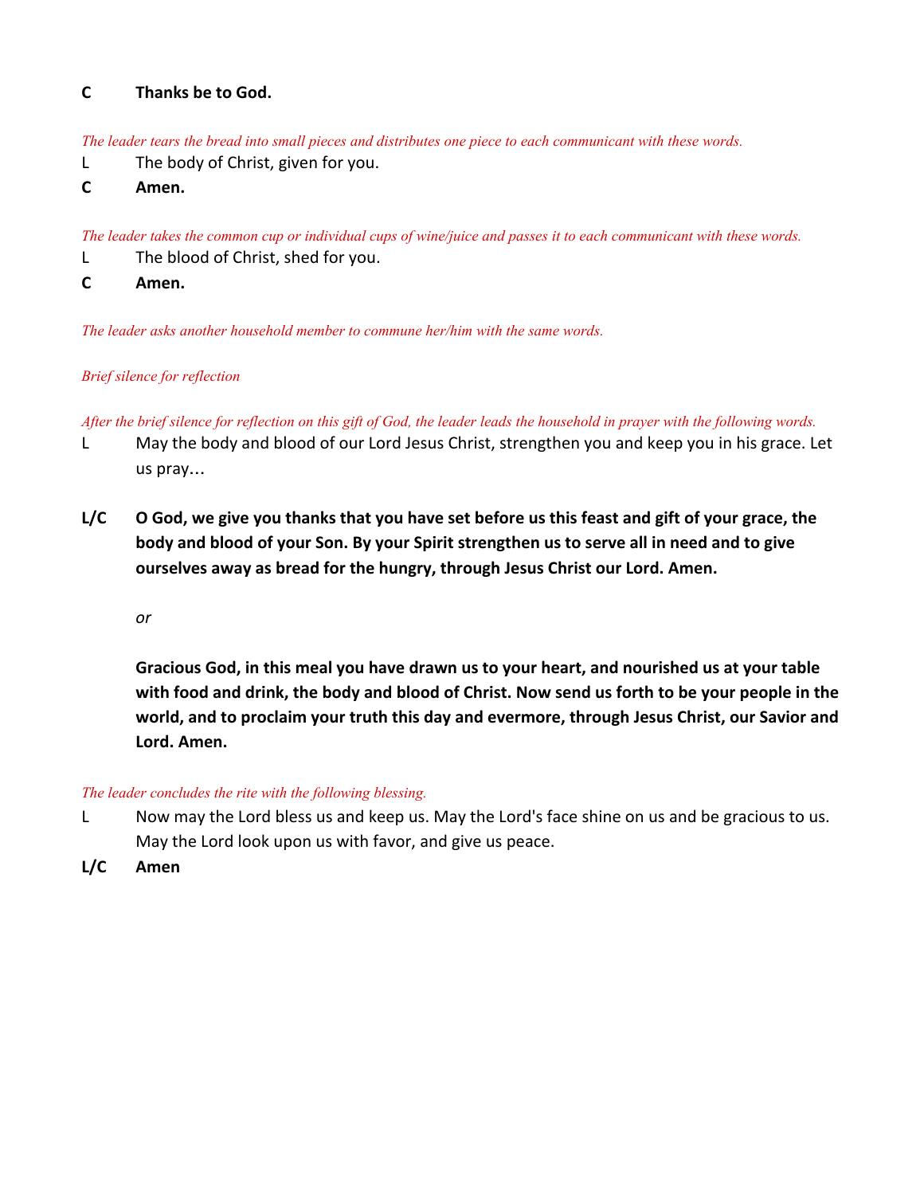**C** **Thanks be to God.**

*The leader tears the bread into small pieces and distributes one piece to each communicant with these words.*

L The body of Christ, given for you.

**C** **Amen.**

*The leader takes the common cup or individual cups of wine/juice and passes it to each communicant with these words.*

L The blood of Christ, shed for you.

**C** **Amen.**

*The leader asks another household member to commune her/him with the same words.*

*Brief silence for reflection*

*After the brief silence for reflection on this gift of God, the leader leads the household in prayer with the following words.*

L May the body and blood of our Lord Jesus Christ, strengthen you and keep you in his grace. Let us pray…

**L/C** **O God, we give you thanks that you have set before us this feast and gift of your grace, the body and blood of your Son. By your Spirit strengthen us to serve all in need and to give ourselves away as bread for the hungry, through Jesus Christ our Lord. Amen.**

*or*

**Gracious God, in this meal you have drawn us to your heart, and nourished us at your table with food and drink, the body and blood of Christ. Now send us forth to be your people in the world, and to proclaim your truth this day and evermore, through Jesus Christ, our Savior and Lord. Amen.**

*The leader concludes the rite with the following blessing.*

L Now may the Lord bless us and keep us. May the Lord's face shine on us and be gracious to us. May the Lord look upon us with favor, and give us peace.

**L/C** **Amen**